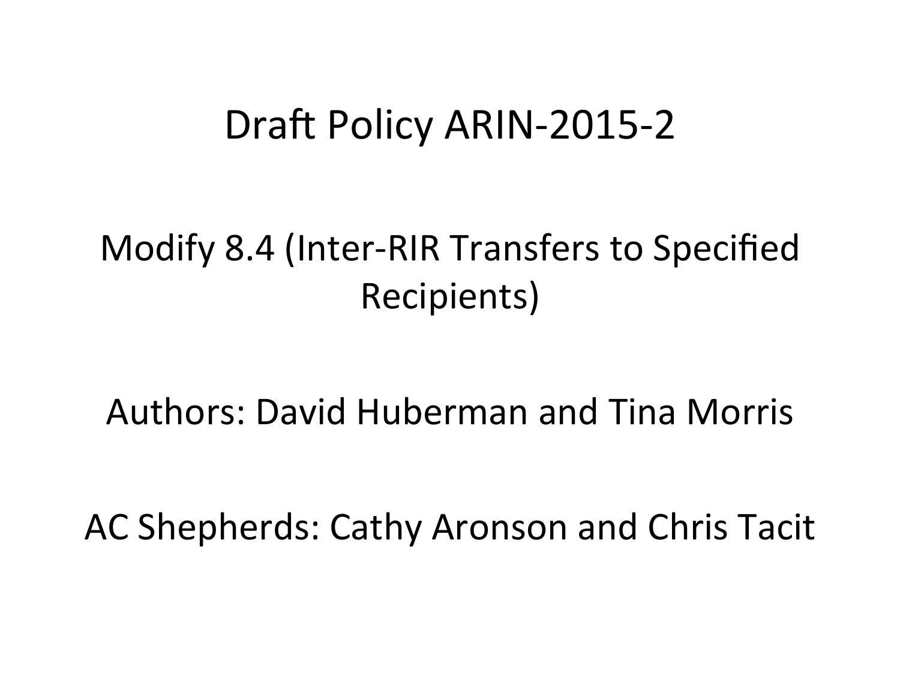# Draft Policy ARIN-2015-2

## Modify 8.4 (Inter-RIR Transfers to Specified Recipients)

Authors: David Huberman and Tina Morris

AC Shepherds: Cathy Aronson and Chris Tacit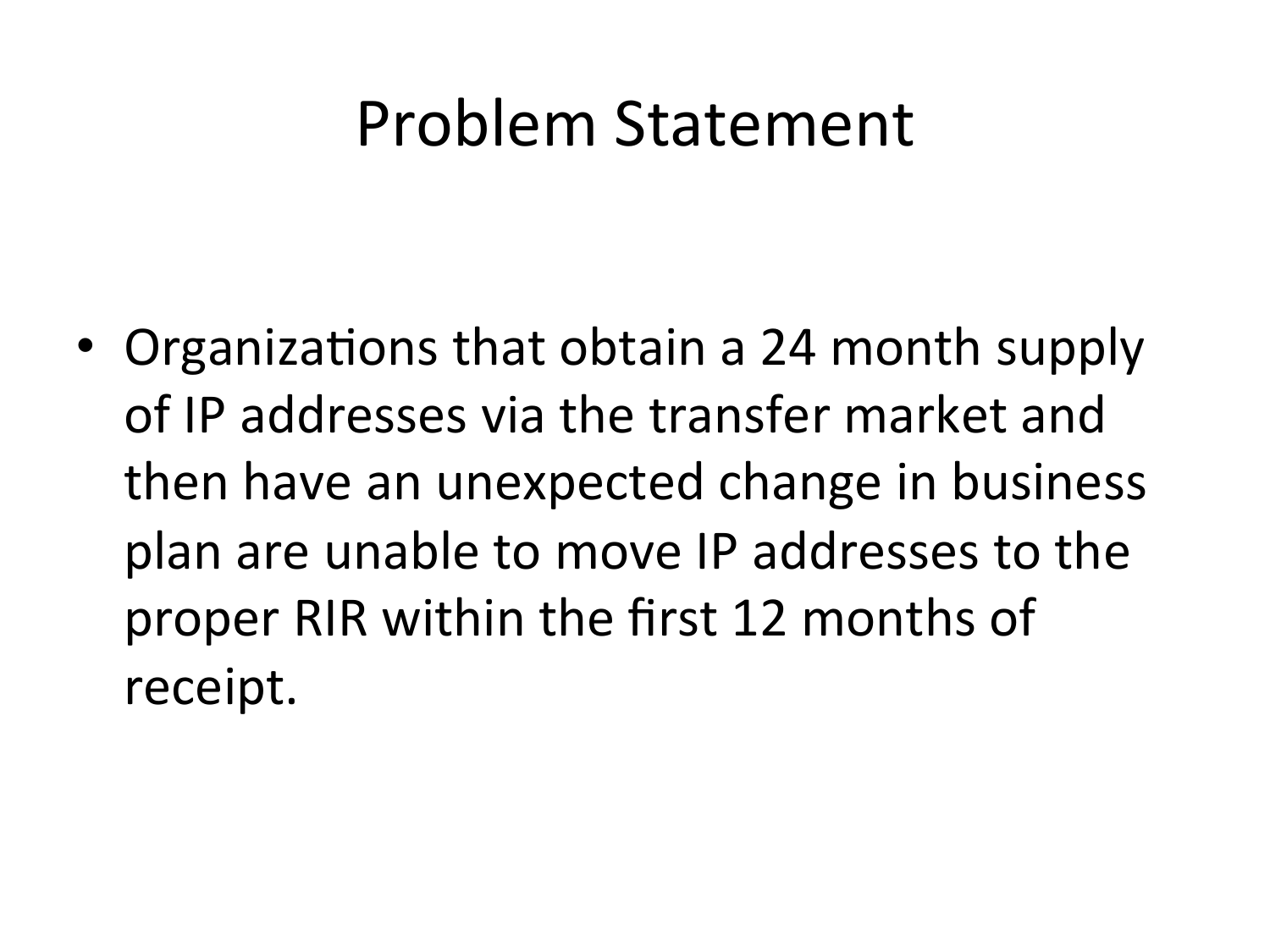# Problem Statement

- Organizations that obtain a 24 month supply of IP addresses via the transfer market and then have an unexpected change in business plan are unable to move IP addresses to the proper RIR within the first 12 months of receipt.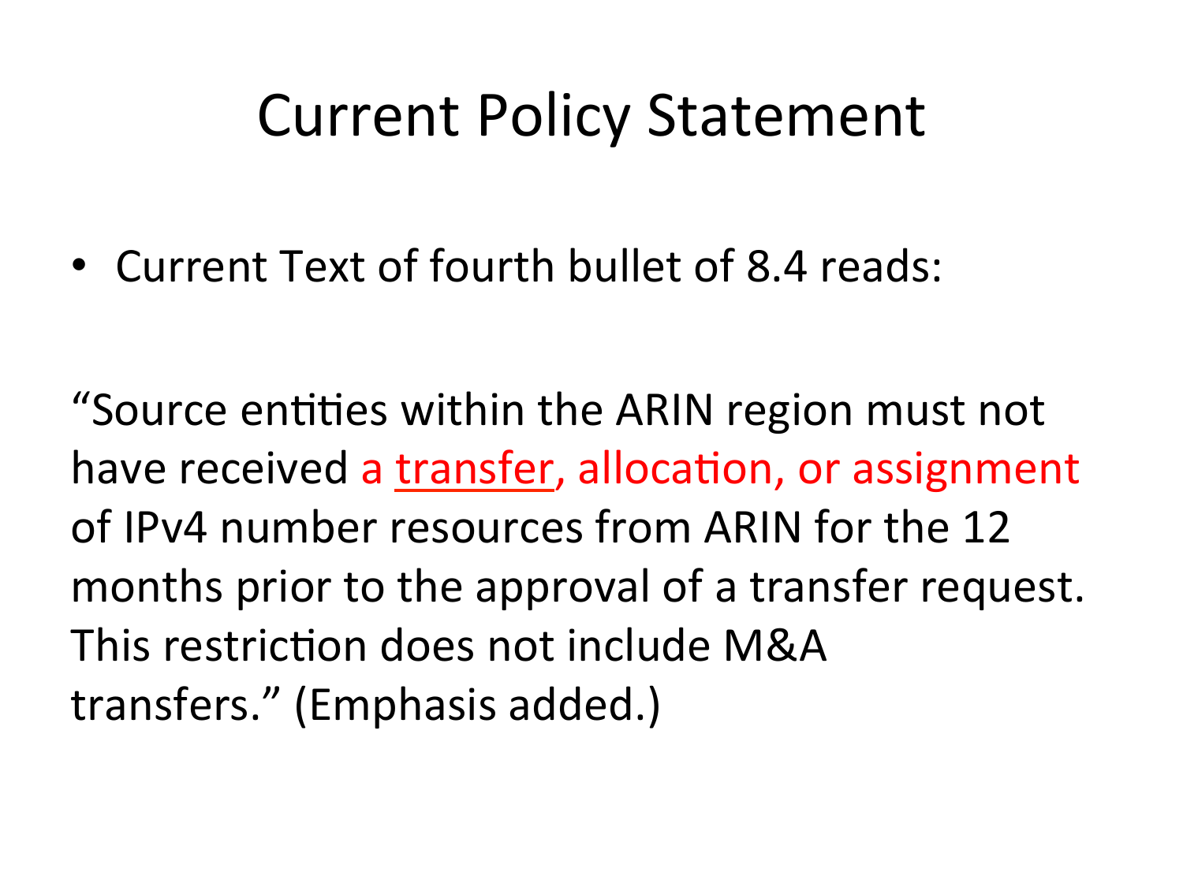# Current Policy Statement

- Current Text of fourth bullet of 8.4 reads:

"Source entities within the ARIN region must not have received a <u>transfer</u>, allocation, or assignment of IPv4 number resources from ARIN for the 12 months prior to the approval of a transfer request. This restriction does not include M&A transfers." (Emphasis added.)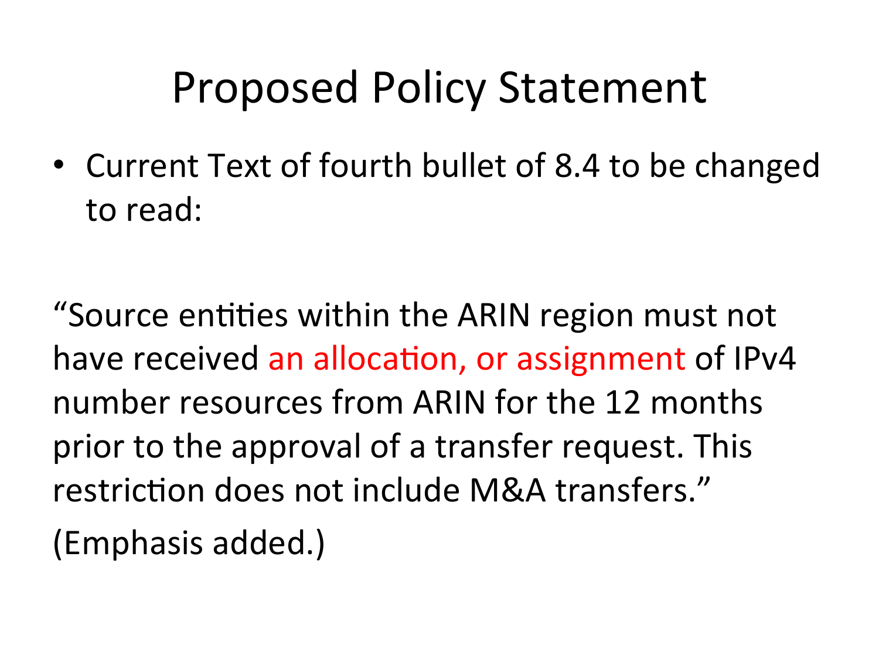# Proposed Policy Statement

- Current Text of fourth bullet of 8.4 to be changed to read:

"Source entities within the ARIN region must not have received **an allocation, or assignment** of IPv4 number resources from ARIN for the 12 months prior to the approval of a transfer request. This restriction does not include M&A transfers."

(Emphasis added.)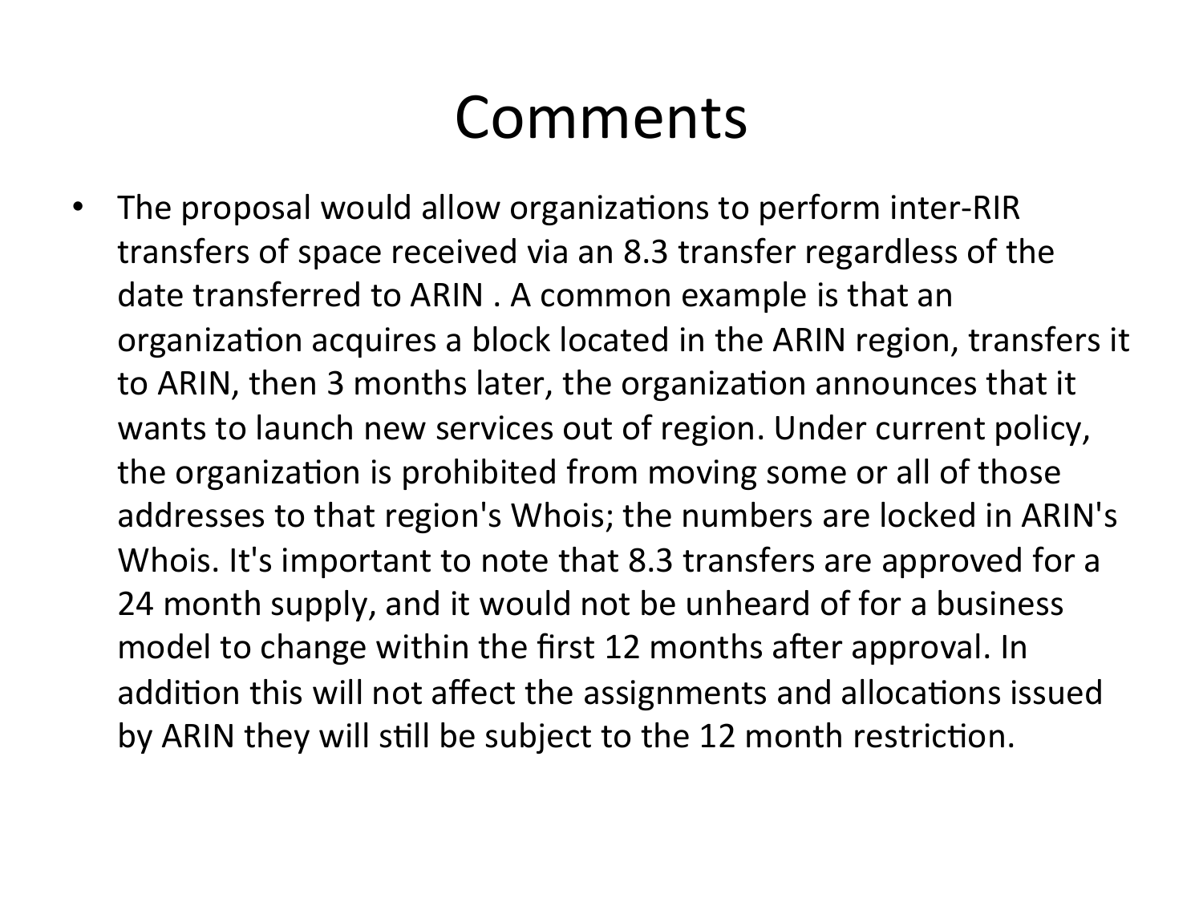# Comments

- The proposal would allow organizations to perform inter-RIR transfers of space received via an 8.3 transfer regardless of the date transferred to ARIN . A common example is that an organization acquires a block located in the ARIN region, transfers it to ARIN, then 3 months later, the organization announces that it wants to launch new services out of region. Under current policy, the organization is prohibited from moving some or all of those addresses to that region's Whois; the numbers are locked in ARIN's Whois. It's important to note that 8.3 transfers are approved for a 24 month supply, and it would not be unheard of for a business model to change within the first 12 months after approval. In addition this will not affect the assignments and allocations issued by ARIN they will still be subject to the 12 month restriction.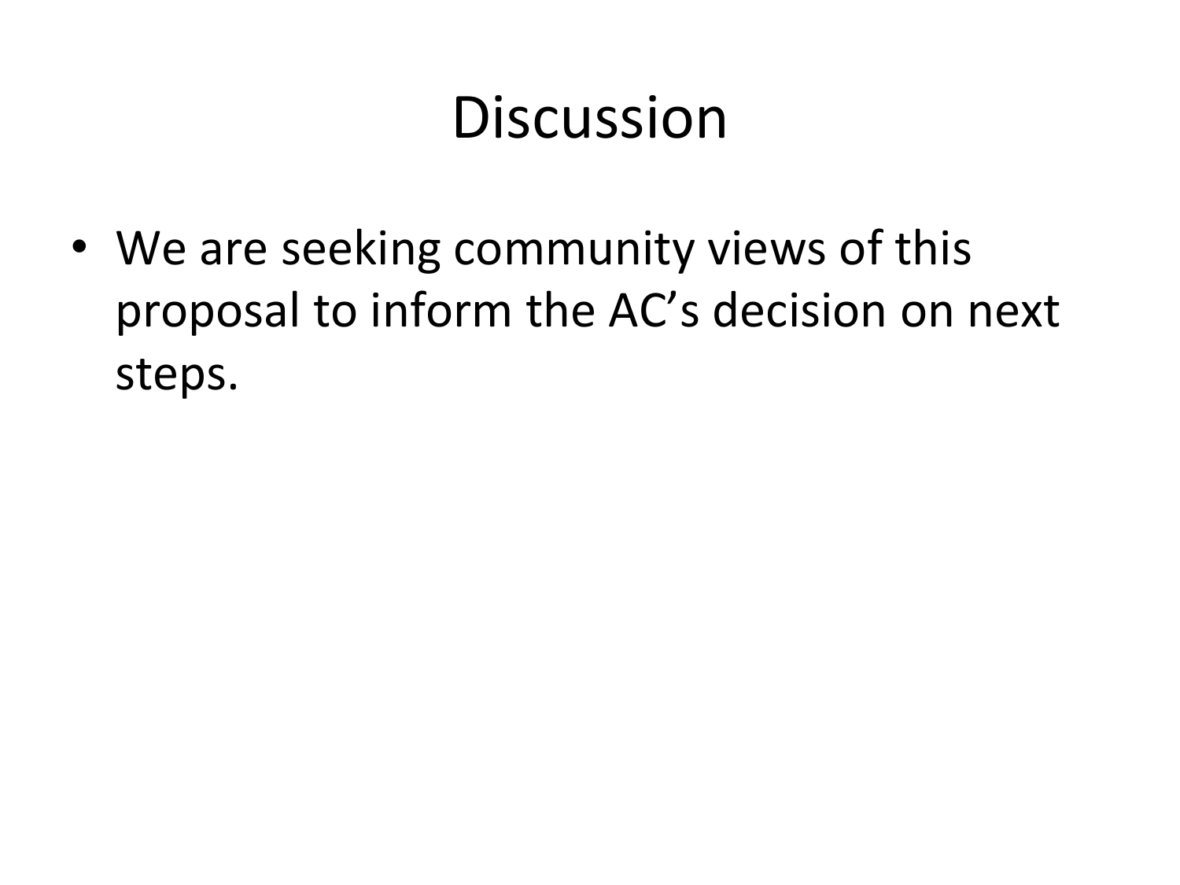# Discussion

- We are seeking community views of this proposal to inform the AC's decision on next steps.